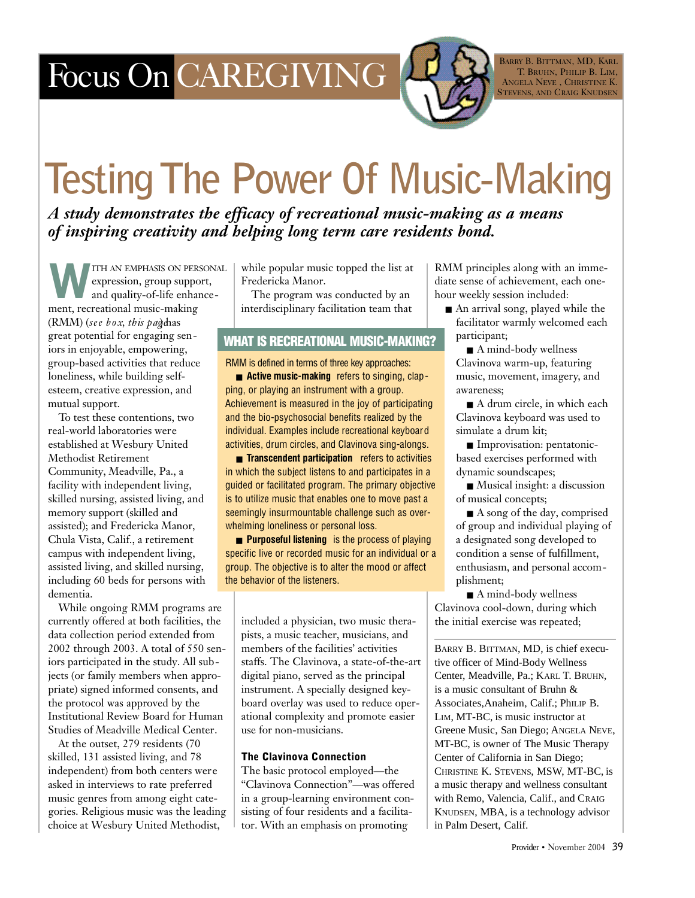Focus On CAREGIVING

Barry B. Bittman, MD, Karl T. Bruhn, Philip B. Lim, Angela Neve, Christine K. Stevens, and Craig Knudsen

# Testing The Power Of Music-Making

***A study demonstrates the efficacy of recreational music-making as a means of inspiring creativity and helping long term care residents bond.***

With an emphasis on personal expression, group support, and quality-of-life enhancement, recreational music-making (RMM) (*see box, this page*) has great potential for engaging seniors in enjoyable, empowering, group-based activities that reduce loneliness, while building self-esteem, creative expression, and mutual support.

To test these contentions, two real-world laboratories were established at Wesbury United Methodist Retirement Community, Meadville, Pa., a facility with independent living, skilled nursing, assisted living, and memory support (skilled and assisted); and Fredericka Manor, Chula Vista, Calif., a retirement campus with independent living, assisted living, and skilled nursing, including 60 beds for persons with dementia.

While ongoing RMM programs are currently offered at both facilities, the data collection period extended from 2002 through 2003. A total of 550 seniors participated in the study. All subjects (or family members when appropriate) signed informed consents, and the protocol was approved by the Institutional Review Board for Human Studies of Meadville Medical Center.

At the outset, 279 residents (70 skilled, 131 assisted living, and 78 independent) from both centers were asked in interviews to rate preferred music genres from among eight categories. Religious music was the leading choice at Wesbury United Methodist, while popular music topped the list at Fredericka Manor.

The program was conducted by an interdisciplinary facilitation team that included a physician, two music therapists, a music teacher, musicians, and members of the facilities' activities staffs. The Clavinova, a state-of-the-art digital piano, served as the principal instrument. A specially designed keyboard overlay was used to reduce operational complexity and promote easier use for non-musicians.

### What Is Recreational Music-Making?

RMM is defined in terms of three key approaches:

- **Active music-making** refers to singing, clapping, or playing an instrument with a group. Achievement is measured in the joy of participating and the bio-psychosocial benefits realized by the individual. Examples include recreational keyboard activities, drum circles, and Clavinova sing-alongs.
- **Transcendent participation** refers to activities in which the subject listens to and participates in a guided or facilitated program. The primary objective is to utilize music that enables one to move past a seemingly insurmountable challenge such as overwhelming loneliness or personal loss.
- **Purposeful listening** is the process of playing specific live or recorded music for an individual or a group. The objective is to alter the mood or affect the behavior of the listeners.

### The Clavinova Connection

The basic protocol employed—the "Clavinova Connection"—was offered in a group-learning environment consisting of four residents and a facilitator. With an emphasis on promoting RMM principles along with an immediate sense of achievement, each one-hour weekly session included:

- An arrival song, played while the facilitator warmly welcomed each participant;
- A mind-body wellness Clavinova warm-up, featuring music, movement, imagery, and awareness;
- A drum circle, in which each Clavinova keyboard was used to simulate a drum kit;
- Improvisation: pentatonic-based exercises performed with dynamic soundscapes;
- Musical insight: a discussion of musical concepts;
- A song of the day, comprised of group and individual playing of a designated song developed to condition a sense of fulfillment, enthusiasm, and personal accomplishment;
- A mind-body wellness Clavinova cool-down, during which the initial exercise was repeated;

Barry B. Bittman, MD, is chief executive officer of Mind-Body Wellness Center, Meadville, Pa.; Karl T. Bruhn, is a music consultant of Bruhn & Associates, Anaheim, Calif.; Philip B. Lim, MT-BC, is music instructor at Greene Music, San Diego; Angela Neve, MT-BC, is owner of The Music Therapy Center of California in San Diego; Christine K. Stevens, MSW, MT-BC, is a music therapy and wellness consultant with Remo, Valencia, Calif., and Craig Knudsen, MBA, is a technology advisor in Palm Desert, Calif.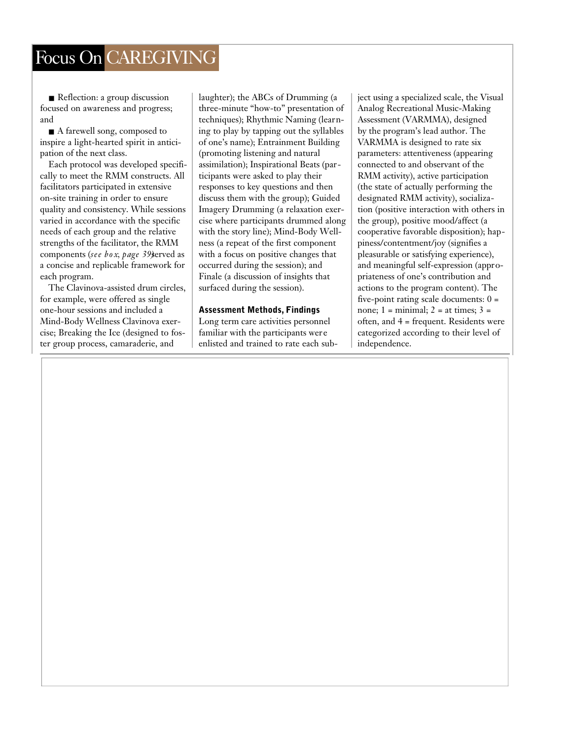■ Reflection: a group discussion focused on awareness and progress; and

■ A farewell song, composed to inspire a light-hearted spirit in anticipation of the next class.

Each protocol was developed specifically to meet the RMM constructs. All facilitators participated in extensive on-site training in order to ensure quality and consistency. While sessions varied in accordance with the specific needs of each group and the relative strengths of the facilitator, the RMM components (*see box, page 39*) served as a concise and replicable framework for each program.

The Clavinova-assisted drum circles, for example, were offered as single one-hour sessions and included a Mind-Body Wellness Clavinova exercise; Breaking the Ice (designed to foster group process, camaraderie, and laughter); the ABCs of Drumming (a three-minute "how-to" presentation of techniques); Rhythmic Naming (learning to play by tapping out the syllables of one's name); Entrainment Building (promoting listening and natural assimilation); Inspirational Beats (participants were asked to play their responses to key questions and then discuss them with the group); Guided Imagery Drumming (a relaxation exercise where participants drummed along with the story line); Mind-Body Wellness (a repeat of the first component with a focus on positive changes that occurred during the session); and Finale (a discussion of insights that surfaced during the session).

### Assessment Methods, Findings

Long term care activities personnel familiar with the participants were enlisted and trained to rate each subject using a specialized scale, the Visual Analog Recreational Music-Making Assessment (VARMMA), designed by the program's lead author. The VARMMA is designed to rate six parameters: attentiveness (appearing connected to and observant of the RMM activity), active participation (the state of actually performing the designated RMM activity), socialization (positive interaction with others in the group), positive mood/affect (a cooperative favorable disposition); happiness/contentment/joy (signifies a pleasurable or satisfying experience), and meaningful self-expression (appropriateness of one's contribution and actions to the program content). The five-point rating scale documents: 0 = none; 1 = minimal; 2 = at times; 3 = often, and 4 = frequent. Residents were categorized according to their level of independence.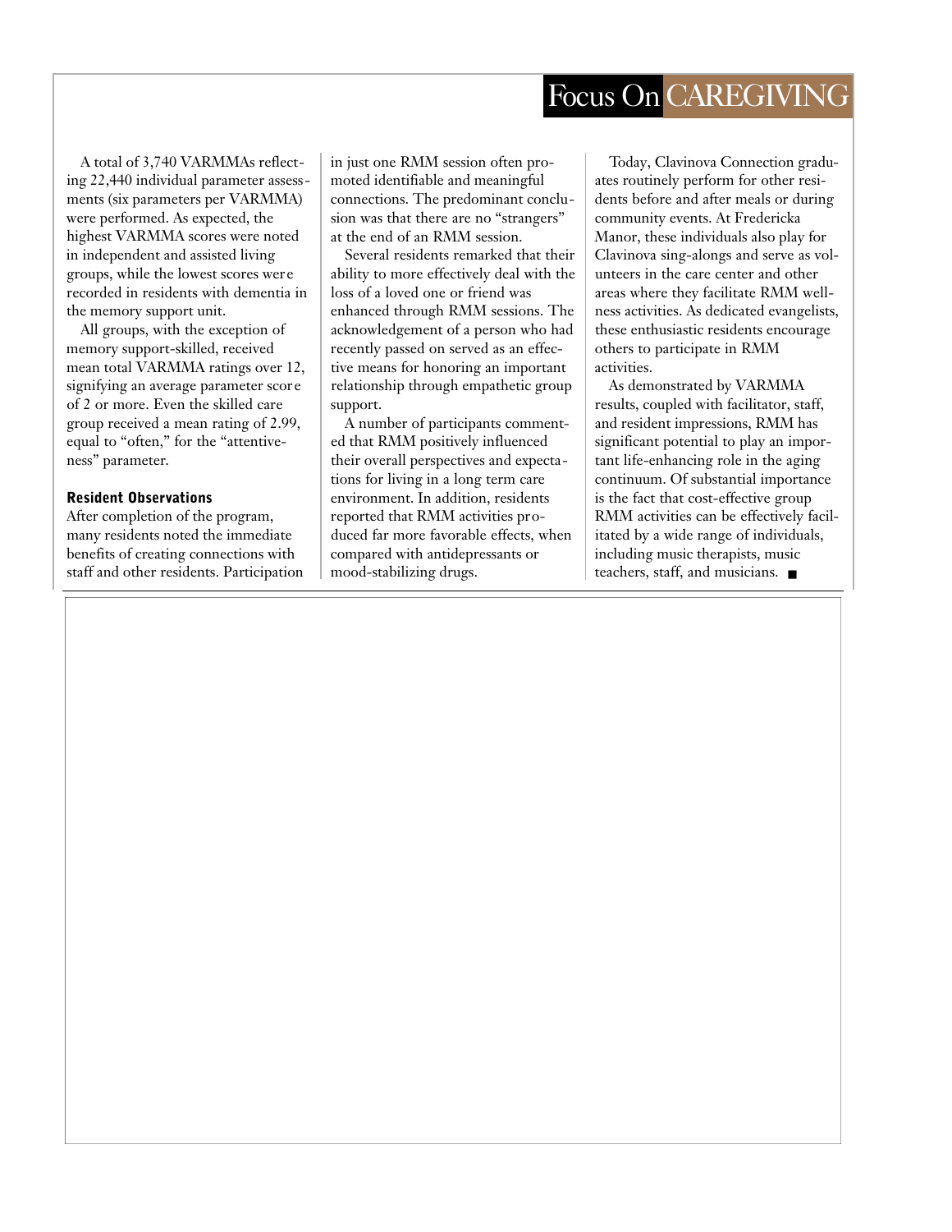A total of 3,740 VARMMAs reflecting 22,440 individual parameter assessments (six parameters per VARMMA) were performed. As expected, the highest VARMMA scores were noted in independent and assisted living groups, while the lowest scores were recorded in residents with dementia in the memory support unit.

All groups, with the exception of memory support-skilled, received mean total VARMMA ratings over 12, signifying an average parameter score of 2 or more. Even the skilled care group received a mean rating of 2.99, equal to "often," for the "attentiveness" parameter.

**Resident Observations**

After completion of the program, many residents noted the immediate benefits of creating connections with staff and other residents. Participation in just one RMM session often promoted identifiable and meaningful connections. The predominant conclusion was that there are no "strangers" at the end of an RMM session.

Several residents remarked that their ability to more effectively deal with the loss of a loved one or friend was enhanced through RMM sessions. The acknowledgement of a person who had recently passed on served as an effective means for honoring an important relationship through empathetic group support.

A number of participants commented that RMM positively influenced their overall perspectives and expectations for living in a long term care environment. In addition, residents reported that RMM activities produced far more favorable effects, when compared with antidepressants or mood-stabilizing drugs.

Today, Clavinova Connection graduates routinely perform for other residents before and after meals or during community events. At Fredericka Manor, these individuals also play for Clavinova sing-alongs and serve as volunteers in the care center and other areas where they facilitate RMM wellness activities. As dedicated evangelists, these enthusiastic residents encourage others to participate in RMM activities.

As demonstrated by VARMMA results, coupled with facilitator, staff, and resident impressions, RMM has significant potential to play an important life-enhancing role in the aging continuum. Of substantial importance is the fact that cost-effective group RMM activities can be effectively facilitated by a wide range of individuals, including music therapists, music teachers, staff, and musicians. ■